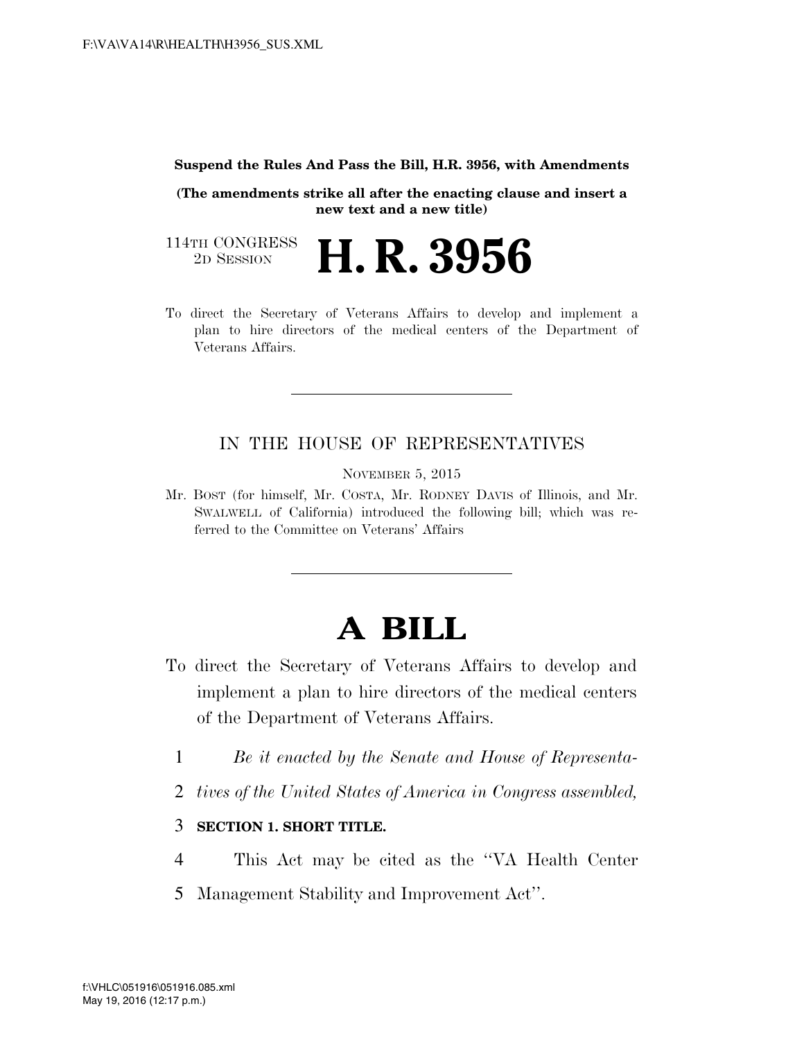**Suspend the Rules And Pass the Bill, H.R. 3956, with Amendments**

**(The amendments strike all after the enacting clause and insert a new text and a new title)**

114TH CONGRESS
2D SESSION

# H. R. 3956

To direct the Secretary of Veterans Affairs to develop and implement a plan to hire directors of the medical centers of the Department of Veterans Affairs.

---

IN THE HOUSE OF REPRESENTATIVES

NOVEMBER 5, 2015

Mr. BOST (for himself, Mr. COSTA, Mr. RODNEY DAVIS of Illinois, and Mr. SWALWELL of California) introduced the following bill; which was referred to the Committee on Veterans' Affairs

---

# A BILL

To direct the Secretary of Veterans Affairs to develop and implement a plan to hire directors of the medical centers of the Department of Veterans Affairs.

1 *Be it enacted by the Senate and House of Representa-*
2 *tives of the United States of America in Congress assembled,*

3 **SECTION 1. SHORT TITLE.**

4 This Act may be cited as the "VA Health Center
5 Management Stability and Improvement Act".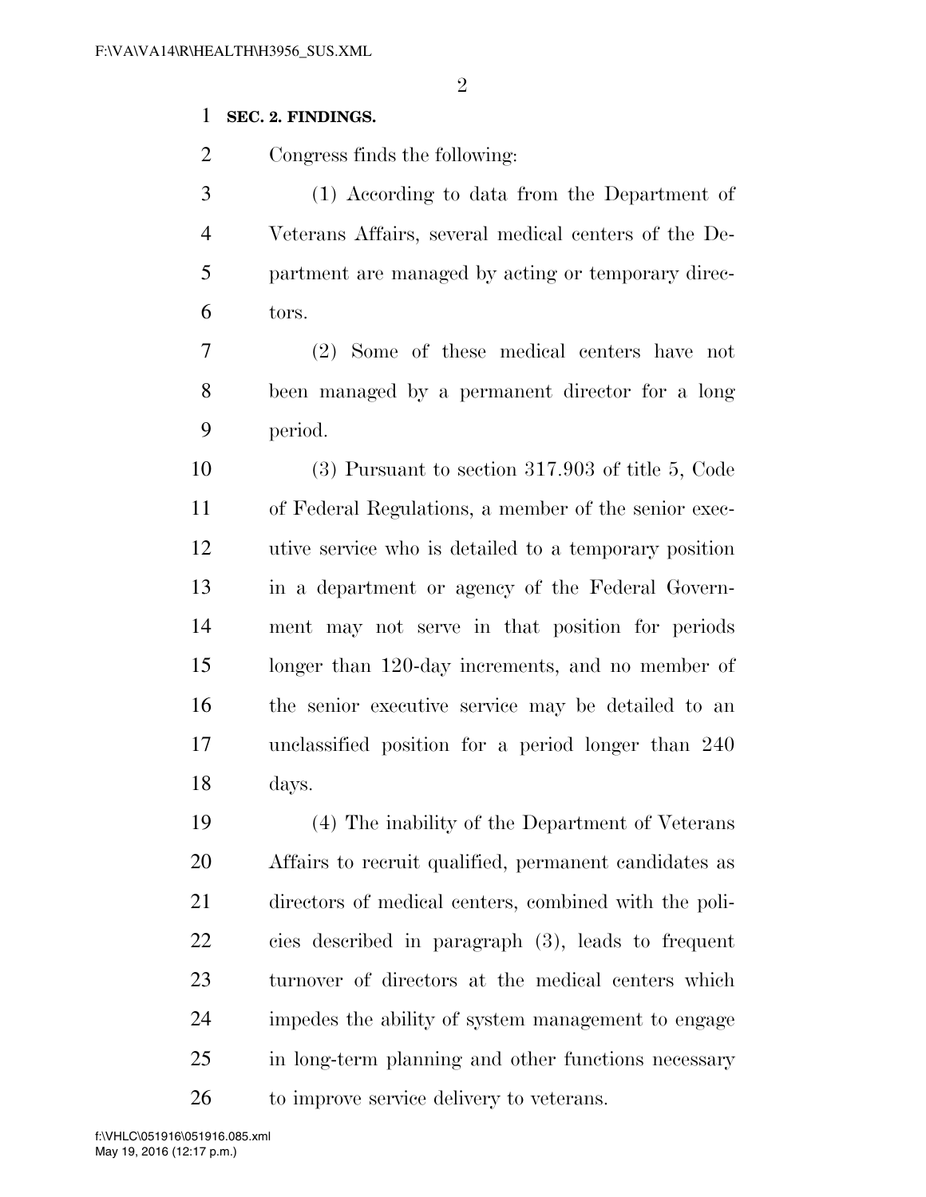**SEC. 2. FINDINGS.**

Congress finds the following:

(1) According to data from the Department of Veterans Affairs, several medical centers of the Department are managed by acting or temporary directors.

(2) Some of these medical centers have not been managed by a permanent director for a long period.

(3) Pursuant to section 317.903 of title 5, Code of Federal Regulations, a member of the senior executive service who is detailed to a temporary position in a department or agency of the Federal Government may not serve in that position for periods longer than 120-day increments, and no member of the senior executive service may be detailed to an unclassified position for a period longer than 240 days.

(4) The inability of the Department of Veterans Affairs to recruit qualified, permanent candidates as directors of medical centers, combined with the policies described in paragraph (3), leads to frequent turnover of directors at the medical centers which impedes the ability of system management to engage in long-term planning and other functions necessary to improve service delivery to veterans.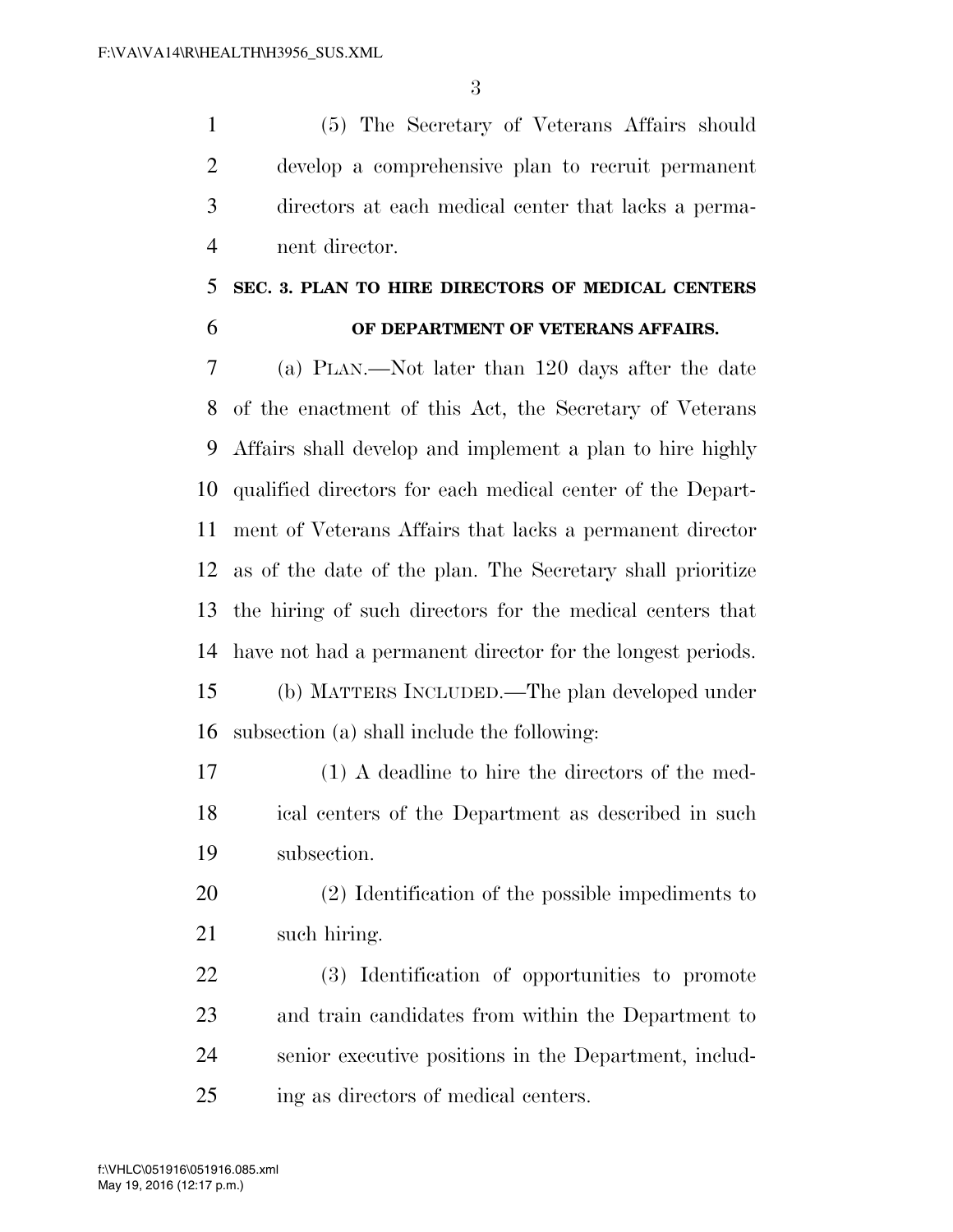(5) The Secretary of Veterans Affairs should develop a comprehensive plan to recruit permanent directors at each medical center that lacks a permanent director.

## SEC. 3. PLAN TO HIRE DIRECTORS OF MEDICAL CENTERS OF DEPARTMENT OF VETERANS AFFAIRS.

(a) PLAN.—Not later than 120 days after the date of the enactment of this Act, the Secretary of Veterans Affairs shall develop and implement a plan to hire highly qualified directors for each medical center of the Department of Veterans Affairs that lacks a permanent director as of the date of the plan. The Secretary shall prioritize the hiring of such directors for the medical centers that have not had a permanent director for the longest periods.

(b) MATTERS INCLUDED.—The plan developed under subsection (a) shall include the following:

(1) A deadline to hire the directors of the medical centers of the Department as described in such subsection.

(2) Identification of the possible impediments to such hiring.

(3) Identification of opportunities to promote and train candidates from within the Department to senior executive positions in the Department, including as directors of medical centers.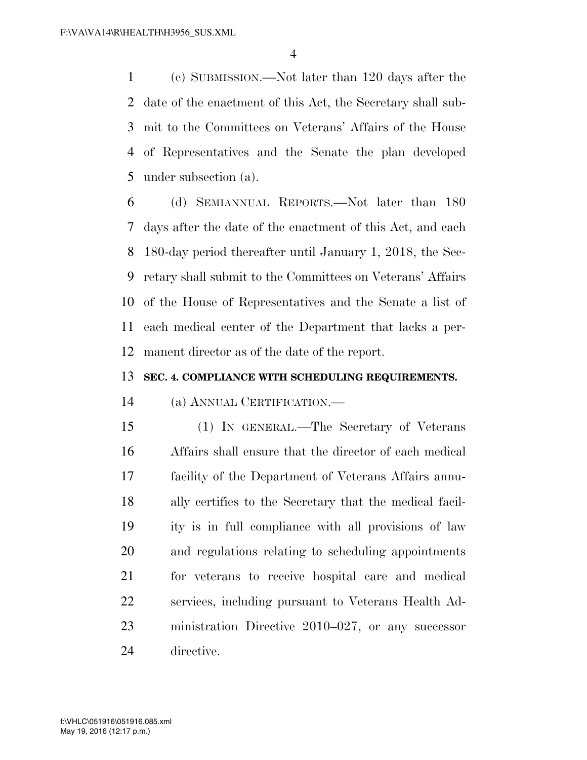(c) SUBMISSION.—Not later than 120 days after the date of the enactment of this Act, the Secretary shall submit to the Committees on Veterans' Affairs of the House of Representatives and the Senate the plan developed under subsection (a).

(d) SEMIANNUAL REPORTS.—Not later than 180 days after the date of the enactment of this Act, and each 180-day period thereafter until January 1, 2018, the Secretary shall submit to the Committees on Veterans' Affairs of the House of Representatives and the Senate a list of each medical center of the Department that lacks a permanent director as of the date of the report.

**SEC. 4. COMPLIANCE WITH SCHEDULING REQUIREMENTS.**

(a) ANNUAL CERTIFICATION.—

(1) IN GENERAL.—The Secretary of Veterans Affairs shall ensure that the director of each medical facility of the Department of Veterans Affairs annually certifies to the Secretary that the medical facility is in full compliance with all provisions of law and regulations relating to scheduling appointments for veterans to receive hospital care and medical services, including pursuant to Veterans Health Administration Directive 2010–027, or any successor directive.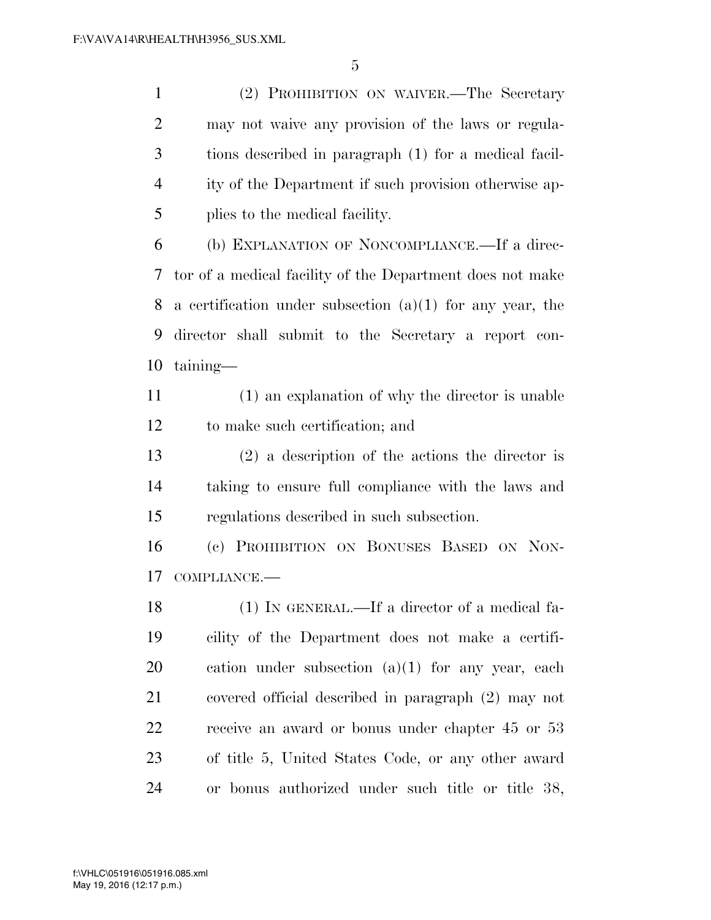(2) PROHIBITION ON WAIVER.—The Secretary may not waive any provision of the laws or regulations described in paragraph (1) for a medical facility of the Department if such provision otherwise applies to the medical facility.

(b) EXPLANATION OF NONCOMPLIANCE.—If a director of a medical facility of the Department does not make a certification under subsection (a)(1) for any year, the director shall submit to the Secretary a report containing—

(1) an explanation of why the director is unable to make such certification; and

(2) a description of the actions the director is taking to ensure full compliance with the laws and regulations described in such subsection.

(c) PROHIBITION ON BONUSES BASED ON NONCOMPLIANCE.—

(1) IN GENERAL.—If a director of a medical facility of the Department does not make a certification under subsection (a)(1) for any year, each covered official described in paragraph (2) may not receive an award or bonus under chapter 45 or 53 of title 5, United States Code, or any other award or bonus authorized under such title or title 38,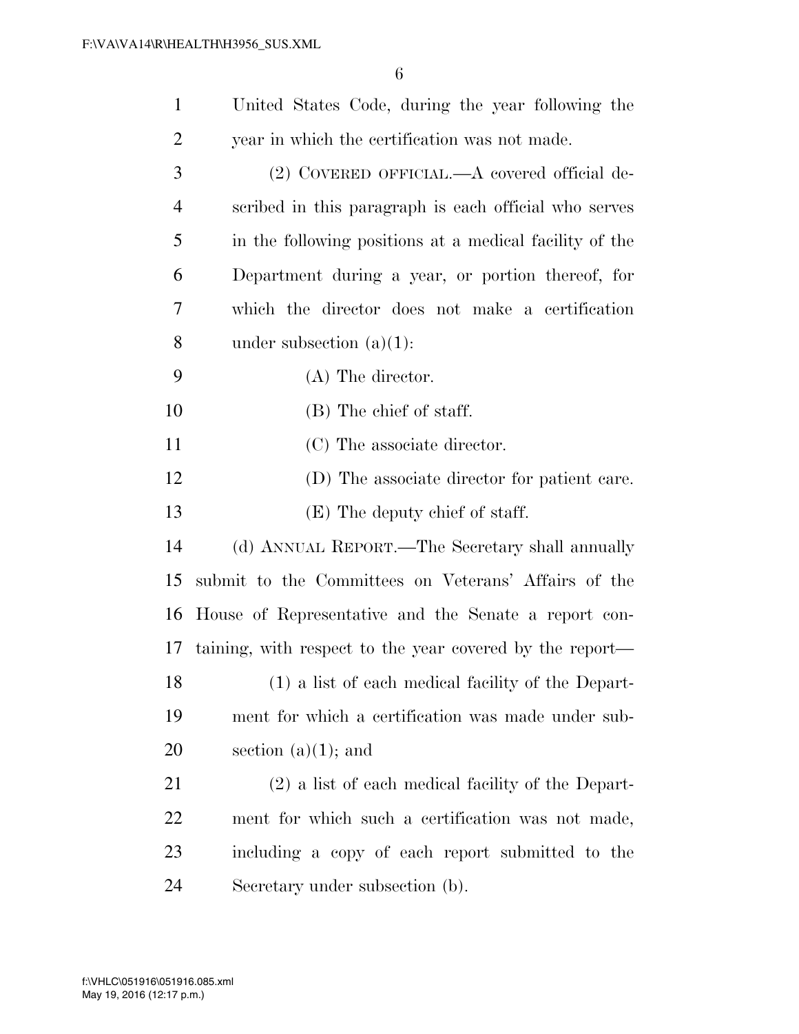United States Code, during the year following the year in which the certification was not made.

(2) COVERED OFFICIAL.—A covered official described in this paragraph is each official who serves in the following positions at a medical facility of the Department during a year, or portion thereof, for which the director does not make a certification under subsection (a)(1):

(A) The director.

(B) The chief of staff.

(C) The associate director.

(D) The associate director for patient care.

(E) The deputy chief of staff.

(d) ANNUAL REPORT.—The Secretary shall annually submit to the Committees on Veterans' Affairs of the House of Representative and the Senate a report containing, with respect to the year covered by the report—

(1) a list of each medical facility of the Department for which a certification was made under subsection (a)(1); and

(2) a list of each medical facility of the Department for which such a certification was not made, including a copy of each report submitted to the Secretary under subsection (b).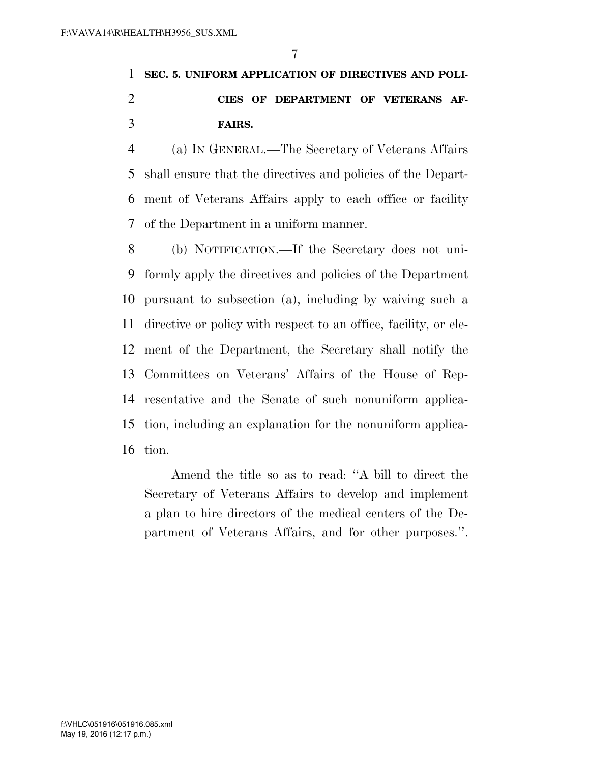**SEC. 5. UNIFORM APPLICATION OF DIRECTIVES AND POLICIES OF DEPARTMENT OF VETERANS AFFAIRS.**

(a) IN GENERAL.—The Secretary of Veterans Affairs shall ensure that the directives and policies of the Department of Veterans Affairs apply to each office or facility of the Department in a uniform manner.

(b) NOTIFICATION.—If the Secretary does not uniformly apply the directives and policies of the Department pursuant to subsection (a), including by waiving such a directive or policy with respect to an office, facility, or element of the Department, the Secretary shall notify the Committees on Veterans' Affairs of the House of Representative and the Senate of such nonuniform application, including an explanation for the nonuniform application.

Amend the title so as to read: ''A bill to direct the Secretary of Veterans Affairs to develop and implement a plan to hire directors of the medical centers of the Department of Veterans Affairs, and for other purposes.''.